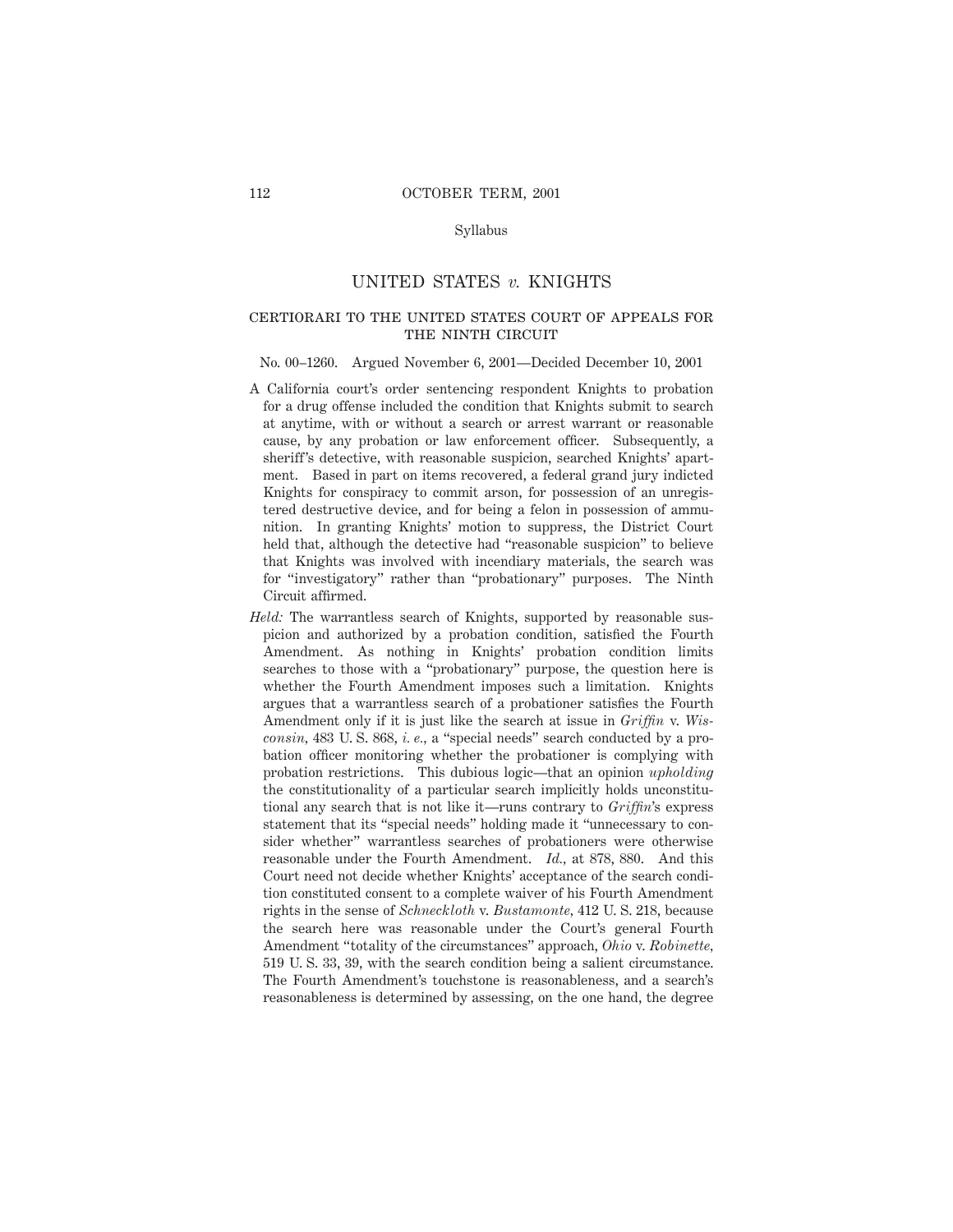Syllabus

# UNITED STATES *v.* KNIGHTS

## CERTIORARI TO THE UNITED STATES COURT OF APPEALS FOR THE NINTH CIRCUIT

No. 00–1260. Argued November 6, 2001—Decided December 10, 2001

A California court's order sentencing respondent Knights to probation for a drug offense included the condition that Knights submit to search at anytime, with or without a search or arrest warrant or reasonable cause, by any probation or law enforcement officer. Subsequently, a sheriff's detective, with reasonable suspicion, searched Knights' apartment. Based in part on items recovered, a federal grand jury indicted Knights for conspiracy to commit arson, for possession of an unregistered destructive device, and for being a felon in possession of ammunition. In granting Knights' motion to suppress, the District Court held that, although the detective had "reasonable suspicion" to believe that Knights was involved with incendiary materials, the search was for "investigatory" rather than "probationary" purposes. The Ninth Circuit affirmed.

*Held:* The warrantless search of Knights, supported by reasonable suspicion and authorized by a probation condition, satisfied the Fourth Amendment. As nothing in Knights' probation condition limits searches to those with a "probationary" purpose, the question here is whether the Fourth Amendment imposes such a limitation. Knights argues that a warrantless search of a probationer satisfies the Fourth Amendment only if it is just like the search at issue in *Griffin* v. *Wisconsin*, 483 U. S. 868, *i. e.*, a "special needs" search conducted by a probation officer monitoring whether the probationer is complying with probation restrictions. This dubious logic—that an opinion *upholding* the constitutionality of a particular search implicitly holds unconstitutional any search that is not like it—runs contrary to *Griffin*'s express statement that its "special needs" holding made it "unnecessary to consider whether" warrantless searches of probationers were otherwise reasonable under the Fourth Amendment. *Id.*, at 878, 880. And this Court need not decide whether Knights' acceptance of the search condition constituted consent to a complete waiver of his Fourth Amendment rights in the sense of *Schneckloth* v. *Bustamonte*, 412 U. S. 218, because the search here was reasonable under the Court's general Fourth Amendment "totality of the circumstances" approach, *Ohio* v. *Robinette*, 519 U. S. 33, 39, with the search condition being a salient circumstance. The Fourth Amendment's touchstone is reasonableness, and a search's reasonableness is determined by assessing, on the one hand, the degree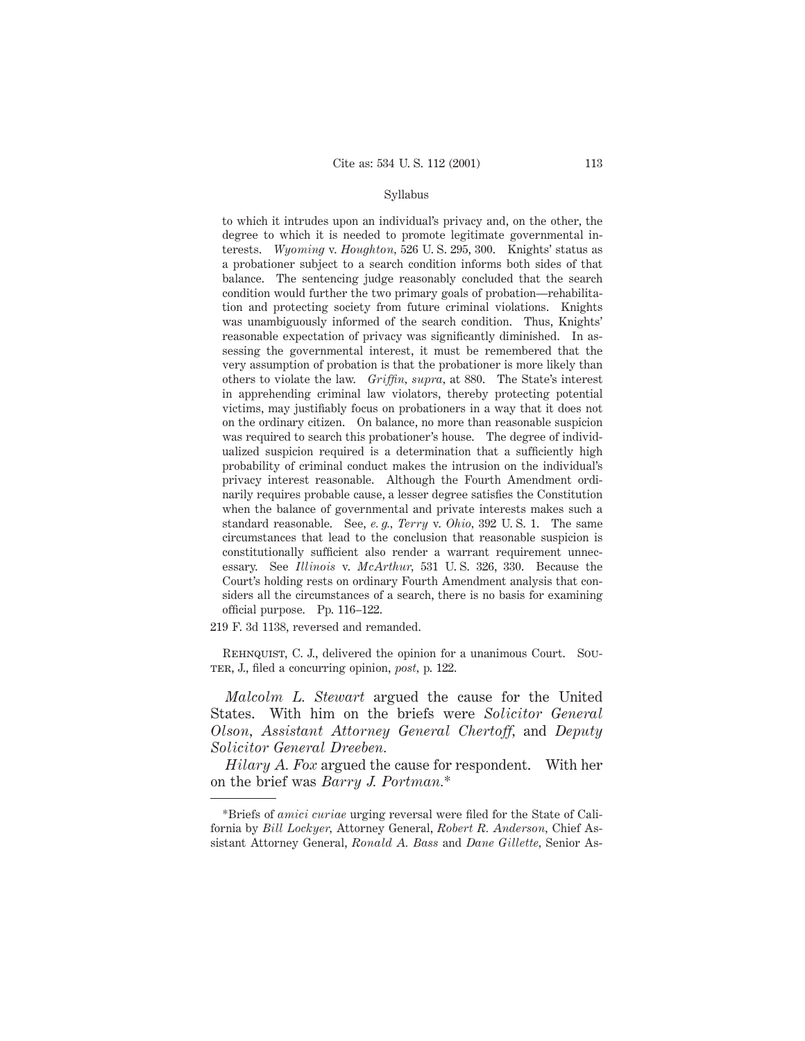Syllabus

to which it intrudes upon an individual's privacy and, on the other, the degree to which it is needed to promote legitimate governmental interests. *Wyoming* v. *Houghton,* 526 U. S. 295, 300. Knights' status as a probationer subject to a search condition informs both sides of that balance. The sentencing judge reasonably concluded that the search condition would further the two primary goals of probation—rehabilitation and protecting society from future criminal violations. Knights was unambiguously informed of the search condition. Thus, Knights' reasonable expectation of privacy was significantly diminished. In assessing the governmental interest, it must be remembered that the very assumption of probation is that the probationer is more likely than others to violate the law. *Griffin, supra,* at 880. The State's interest in apprehending criminal law violators, thereby protecting potential victims, may justifiably focus on probationers in a way that it does not on the ordinary citizen. On balance, no more than reasonable suspicion was required to search this probationer's house. The degree of individualized suspicion required is a determination that a sufficiently high probability of criminal conduct makes the intrusion on the individual's privacy interest reasonable. Although the Fourth Amendment ordinarily requires probable cause, a lesser degree satisfies the Constitution when the balance of governmental and private interests makes such a standard reasonable. See, *e. g., Terry* v. *Ohio,* 392 U. S. 1. The same circumstances that lead to the conclusion that reasonable suspicion is constitutionally sufficient also render a warrant requirement unnecessary. See *Illinois* v. *McArthur,* 531 U. S. 326, 330. Because the Court's holding rests on ordinary Fourth Amendment analysis that considers all the circumstances of a search, there is no basis for examining official purpose. Pp. 116–122.

219 F. 3d 1138, reversed and remanded.

Rehnquist, C. J., delivered the opinion for a unanimous Court. Souter, J., filed a concurring opinion, *post,* p. 122.

*Malcolm L. Stewart* argued the cause for the United States. With him on the briefs were *Solicitor General Olson, Assistant Attorney General Chertoff,* and *Deputy Solicitor General Dreeben.*

*Hilary A. Fox* argued the cause for respondent. With her on the brief was *Barry J. Portman.**

---

*Briefs of *amici curiae* urging reversal were filed for the State of California by *Bill Lockyer,* Attorney General, *Robert R. Anderson,* Chief Assistant Attorney General, *Ronald A. Bass* and *Dane Gillette,* Senior As-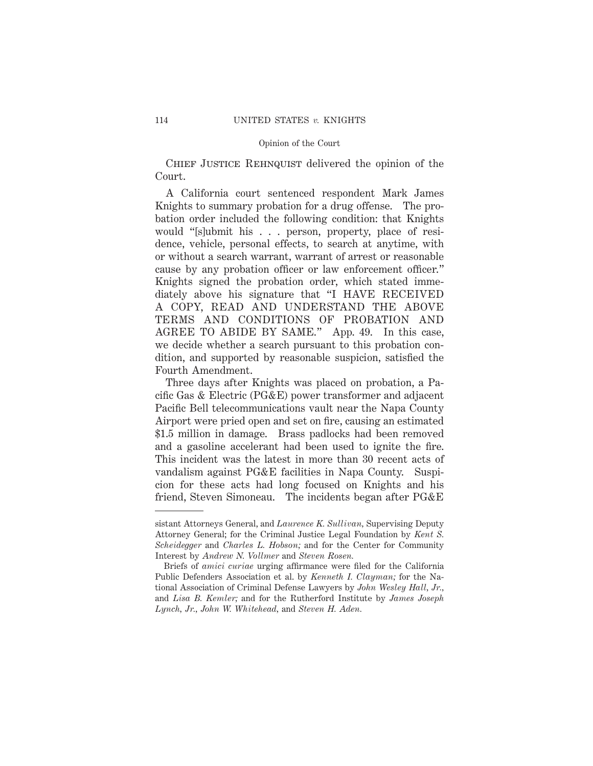CHIEF JUSTICE REHNQUIST delivered the opinion of the Court.

A California court sentenced respondent Mark James Knights to summary probation for a drug offense. The probation order included the following condition: that Knights would "[s]ubmit his . . . person, property, place of residence, vehicle, personal effects, to search at anytime, with or without a search warrant, warrant of arrest or reasonable cause by any probation officer or law enforcement officer." Knights signed the probation order, which stated immediately above his signature that "I HAVE RECEIVED A COPY, READ AND UNDERSTAND THE ABOVE TERMS AND CONDITIONS OF PROBATION AND AGREE TO ABIDE BY SAME." App. 49. In this case, we decide whether a search pursuant to this probation condition, and supported by reasonable suspicion, satisfied the Fourth Amendment.

Three days after Knights was placed on probation, a Pacific Gas & Electric (PG&E) power transformer and adjacent Pacific Bell telecommunications vault near the Napa County Airport were pried open and set on fire, causing an estimated $1.5 million in damage. Brass padlocks had been removed and a gasoline accelerant had been used to ignite the fire. This incident was the latest in more than 30 recent acts of vandalism against PG&E facilities in Napa County. Suspicion for these acts had long focused on Knights and his friend, Steven Simoneau. The incidents began after PG&E

---

sistant Attorneys General, and *Laurence K. Sullivan*, Supervising Deputy Attorney General; for the Criminal Justice Legal Foundation by *Kent S. Scheidegger* and *Charles L. Hobson;* and for the Center for Community Interest by *Andrew N. Vollmer* and *Steven Rosen.*

Briefs of *amici curiae* urging affirmance were filed for the California Public Defenders Association et al. by *Kenneth I. Clayman;* for the National Association of Criminal Defense Lawyers by *John Wesley Hall, Jr.*, and *Lisa B. Kemler;* and for the Rutherford Institute by *James Joseph Lynch, Jr., John W. Whitehead*, and *Steven H. Aden.*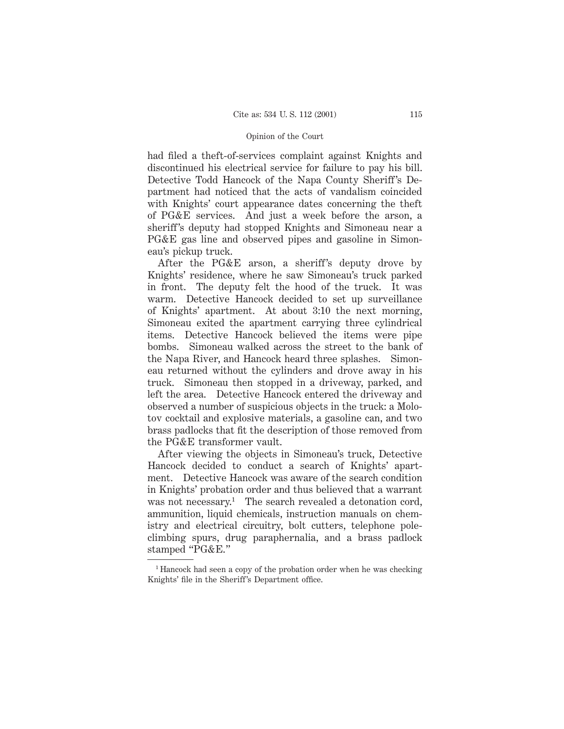had filed a theft-of-services complaint against Knights and discontinued his electrical service for failure to pay his bill. Detective Todd Hancock of the Napa County Sheriff's Department had noticed that the acts of vandalism coincided with Knights' court appearance dates concerning the theft of PG&E services. And just a week before the arson, a sheriff's deputy had stopped Knights and Simoneau near a PG&E gas line and observed pipes and gasoline in Simoneau's pickup truck.

After the PG&E arson, a sheriff's deputy drove by Knights' residence, where he saw Simoneau's truck parked in front. The deputy felt the hood of the truck. It was warm. Detective Hancock decided to set up surveillance of Knights' apartment. At about 3:10 the next morning, Simoneau exited the apartment carrying three cylindrical items. Detective Hancock believed the items were pipe bombs. Simoneau walked across the street to the bank of the Napa River, and Hancock heard three splashes. Simoneau returned without the cylinders and drove away in his truck. Simoneau then stopped in a driveway, parked, and left the area. Detective Hancock entered the driveway and observed a number of suspicious objects in the truck: a Molotov cocktail and explosive materials, a gasoline can, and two brass padlocks that fit the description of those removed from the PG&E transformer vault.

After viewing the objects in Simoneau's truck, Detective Hancock decided to conduct a search of Knights' apartment. Detective Hancock was aware of the search condition in Knights' probation order and thus believed that a warrant was not necessary.[1] The search revealed a detonation cord, ammunition, liquid chemicals, instruction manuals on chemistry and electrical circuitry, bolt cutters, telephone pole-climbing spurs, drug paraphernalia, and a brass padlock stamped "PG&E."

---

[1] Hancock had seen a copy of the probation order when he was checking Knights' file in the Sheriff's Department office.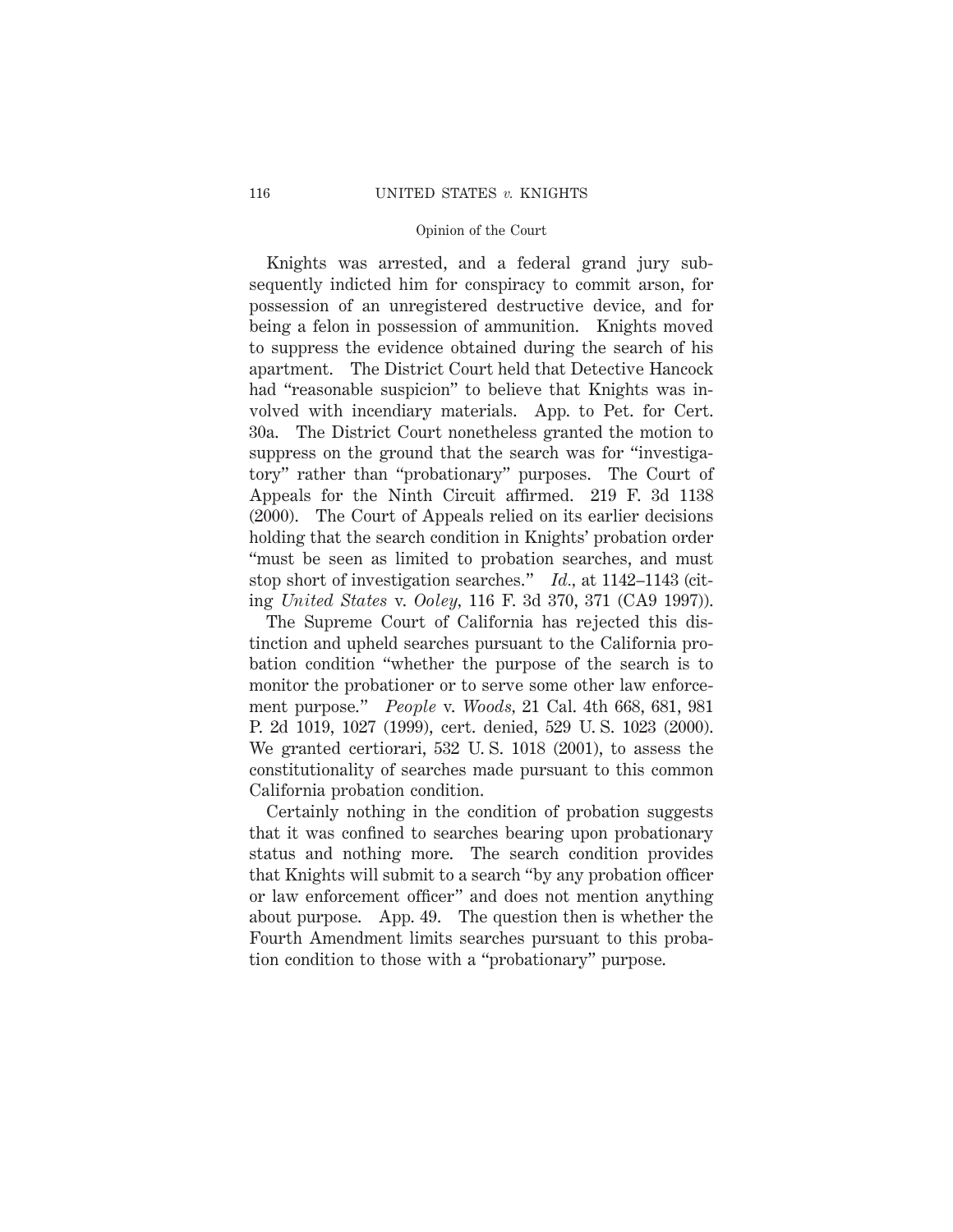Knights was arrested, and a federal grand jury subsequently indicted him for conspiracy to commit arson, for possession of an unregistered destructive device, and for being a felon in possession of ammunition. Knights moved to suppress the evidence obtained during the search of his apartment. The District Court held that Detective Hancock had "reasonable suspicion" to believe that Knights was involved with incendiary materials. App. to Pet. for Cert. 30a. The District Court nonetheless granted the motion to suppress on the ground that the search was for "investigatory" rather than "probationary" purposes. The Court of Appeals for the Ninth Circuit affirmed. 219 F. 3d 1138 (2000). The Court of Appeals relied on its earlier decisions holding that the search condition in Knights' probation order "must be seen as limited to probation searches, and must stop short of investigation searches." *Id.*, at 1142–1143 (citing *United States* v. *Ooley*, 116 F. 3d 370, 371 (CA9 1997)).

The Supreme Court of California has rejected this distinction and upheld searches pursuant to the California probation condition "whether the purpose of the search is to monitor the probationer or to serve some other law enforcement purpose." *People* v. *Woods*, 21 Cal. 4th 668, 681, 981 P. 2d 1019, 1027 (1999), cert. denied, 529 U. S. 1023 (2000). We granted certiorari, 532 U. S. 1018 (2001), to assess the constitutionality of searches made pursuant to this common California probation condition.

Certainly nothing in the condition of probation suggests that it was confined to searches bearing upon probationary status and nothing more. The search condition provides that Knights will submit to a search "by any probation officer or law enforcement officer" and does not mention anything about purpose. App. 49. The question then is whether the Fourth Amendment limits searches pursuant to this probation condition to those with a "probationary" purpose.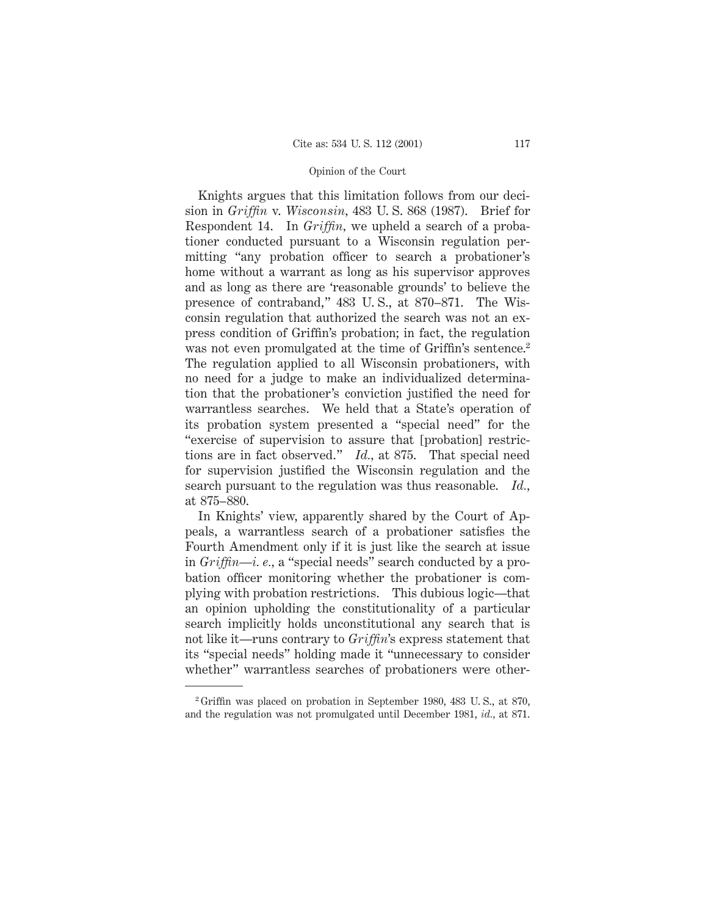Knights argues that this limitation follows from our decision in *Griffin* v. *Wisconsin*, 483 U. S. 868 (1987). Brief for Respondent 14. In *Griffin*, we upheld a search of a probationer conducted pursuant to a Wisconsin regulation permitting "any probation officer to search a probationer's home without a warrant as long as his supervisor approves and as long as there are 'reasonable grounds' to believe the presence of contraband," 483 U. S., at 870–871. The Wisconsin regulation that authorized the search was not an express condition of Griffin's probation; in fact, the regulation was not even promulgated at the time of Griffin's sentence.[2] The regulation applied to all Wisconsin probationers, with no need for a judge to make an individualized determination that the probationer's conviction justified the need for warrantless searches. We held that a State's operation of its probation system presented a "special need" for the "exercise of supervision to assure that [probation] restrictions are in fact observed." *Id.*, at 875. That special need for supervision justified the Wisconsin regulation and the search pursuant to the regulation was thus reasonable. *Id.*, at 875–880.

In Knights' view, apparently shared by the Court of Appeals, a warrantless search of a probationer satisfies the Fourth Amendment only if it is just like the search at issue in *Griffin*—*i. e.*, a "special needs" search conducted by a probation officer monitoring whether the probationer is complying with probation restrictions. This dubious logic—that an opinion upholding the constitutionality of a particular search implicitly holds unconstitutional any search that is not like it—runs contrary to *Griffin*'s express statement that its "special needs" holding made it "unnecessary to consider whether" warrantless searches of probationers were other-

---

[2] Griffin was placed on probation in September 1980, 483 U. S., at 870, and the regulation was not promulgated until December 1981, *id.*, at 871.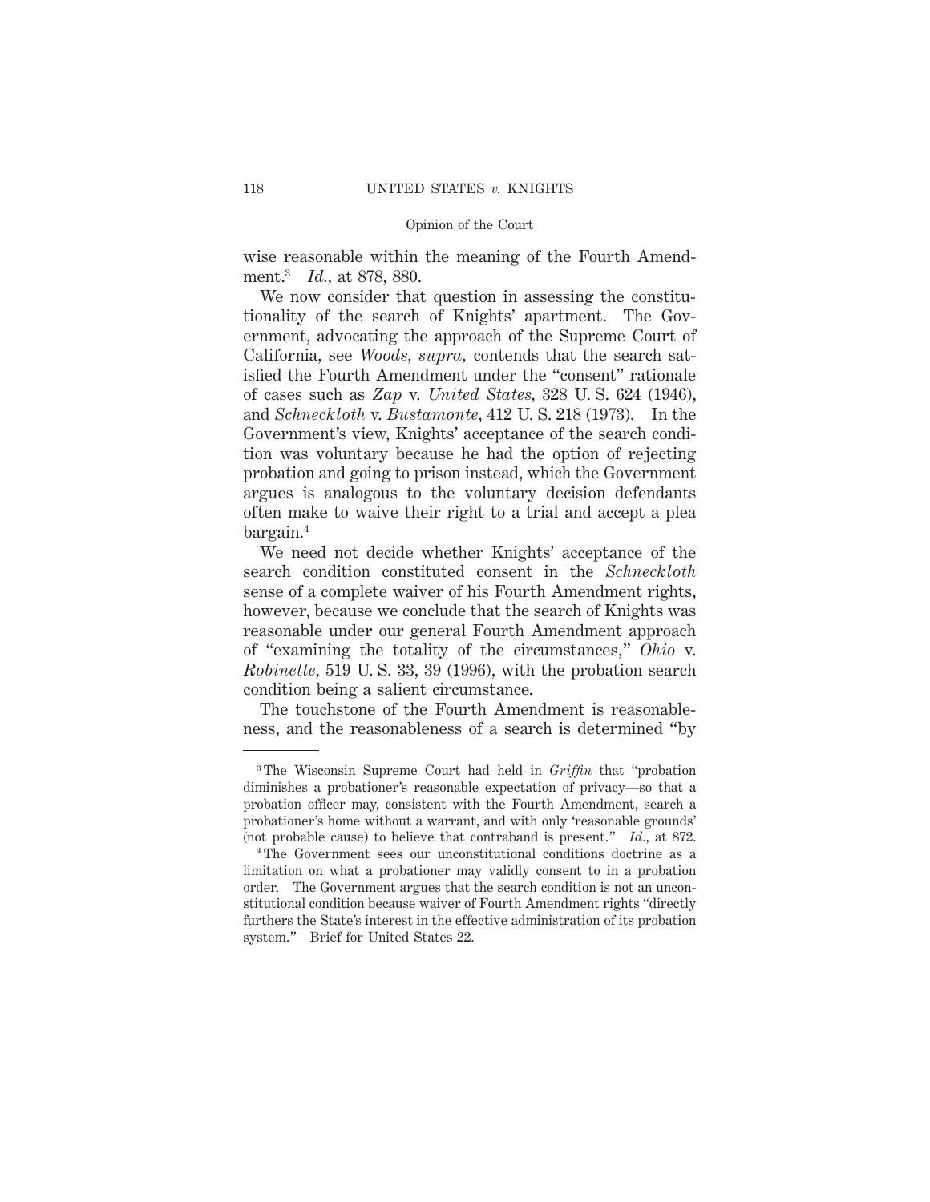wise reasonable within the meaning of the Fourth Amendment.[3] *Id.*, at 878, 880.

We now consider that question in assessing the constitutionality of the search of Knights' apartment. The Government, advocating the approach of the Supreme Court of California, see *Woods, supra*, contends that the search satisfied the Fourth Amendment under the "consent" rationale of cases such as *Zap* v. *United States*, 328 U. S. 624 (1946), and *Schneckloth* v. *Bustamonte*, 412 U. S. 218 (1973). In the Government's view, Knights' acceptance of the search condition was voluntary because he had the option of rejecting probation and going to prison instead, which the Government argues is analogous to the voluntary decision defendants often make to waive their right to a trial and accept a plea bargain.[4]

We need not decide whether Knights' acceptance of the search condition constituted consent in the *Schneckloth* sense of a complete waiver of his Fourth Amendment rights, however, because we conclude that the search of Knights was reasonable under our general Fourth Amendment approach of "examining the totality of the circumstances," *Ohio* v. *Robinette*, 519 U. S. 33, 39 (1996), with the probation search condition being a salient circumstance.

The touchstone of the Fourth Amendment is reasonableness, and the reasonableness of a search is determined "by

---

[3] The Wisconsin Supreme Court had held in *Griffin* that "probation diminishes a probationer's reasonable expectation of privacy—so that a probation officer may, consistent with the Fourth Amendment, search a probationer's home without a warrant, and with only 'reasonable grounds' (not probable cause) to believe that contraband is present." *Id.*, at 872.

[4] The Government sees our unconstitutional conditions doctrine as a limitation on what a probationer may validly consent to in a probation order. The Government argues that the search condition is not an unconstitutional condition because waiver of Fourth Amendment rights "directly furthers the State's interest in the effective administration of its probation system." Brief for United States 22.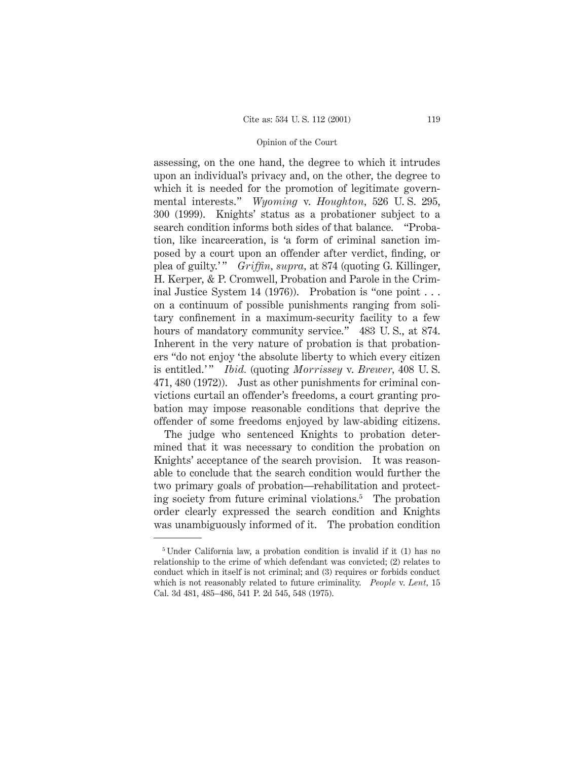assessing, on the one hand, the degree to which it intrudes upon an individual's privacy and, on the other, the degree to which it is needed for the promotion of legitimate governmental interests." *Wyoming* v. *Houghton*, 526 U. S. 295, 300 (1999). Knights' status as a probationer subject to a search condition informs both sides of that balance. "Probation, like incarceration, is 'a form of criminal sanction imposed by a court upon an offender after verdict, finding, or plea of guilty.'" *Griffin, supra*, at 874 (quoting G. Killinger, H. Kerper, & P. Cromwell, Probation and Parole in the Criminal Justice System 14 (1976)). Probation is "one point . . . on a continuum of possible punishments ranging from solitary confinement in a maximum-security facility to a few hours of mandatory community service." 483 U. S., at 874. Inherent in the very nature of probation is that probationers "do not enjoy 'the absolute liberty to which every citizen is entitled.'" *Ibid.* (quoting *Morrissey* v. *Brewer*, 408 U. S. 471, 480 (1972)). Just as other punishments for criminal convictions curtail an offender's freedoms, a court granting probation may impose reasonable conditions that deprive the offender of some freedoms enjoyed by law-abiding citizens.

The judge who sentenced Knights to probation determined that it was necessary to condition the probation on Knights' acceptance of the search provision. It was reasonable to conclude that the search condition would further the two primary goals of probation—rehabilitation and protecting society from future criminal violations.[5] The probation order clearly expressed the search condition and Knights was unambiguously informed of it. The probation condition

---

[5] Under California law, a probation condition is invalid if it (1) has no relationship to the crime of which defendant was convicted; (2) relates to conduct which in itself is not criminal; and (3) requires or forbids conduct which is not reasonably related to future criminality. *People* v. *Lent*, 15 Cal. 3d 481, 485–486, 541 P. 2d 545, 548 (1975).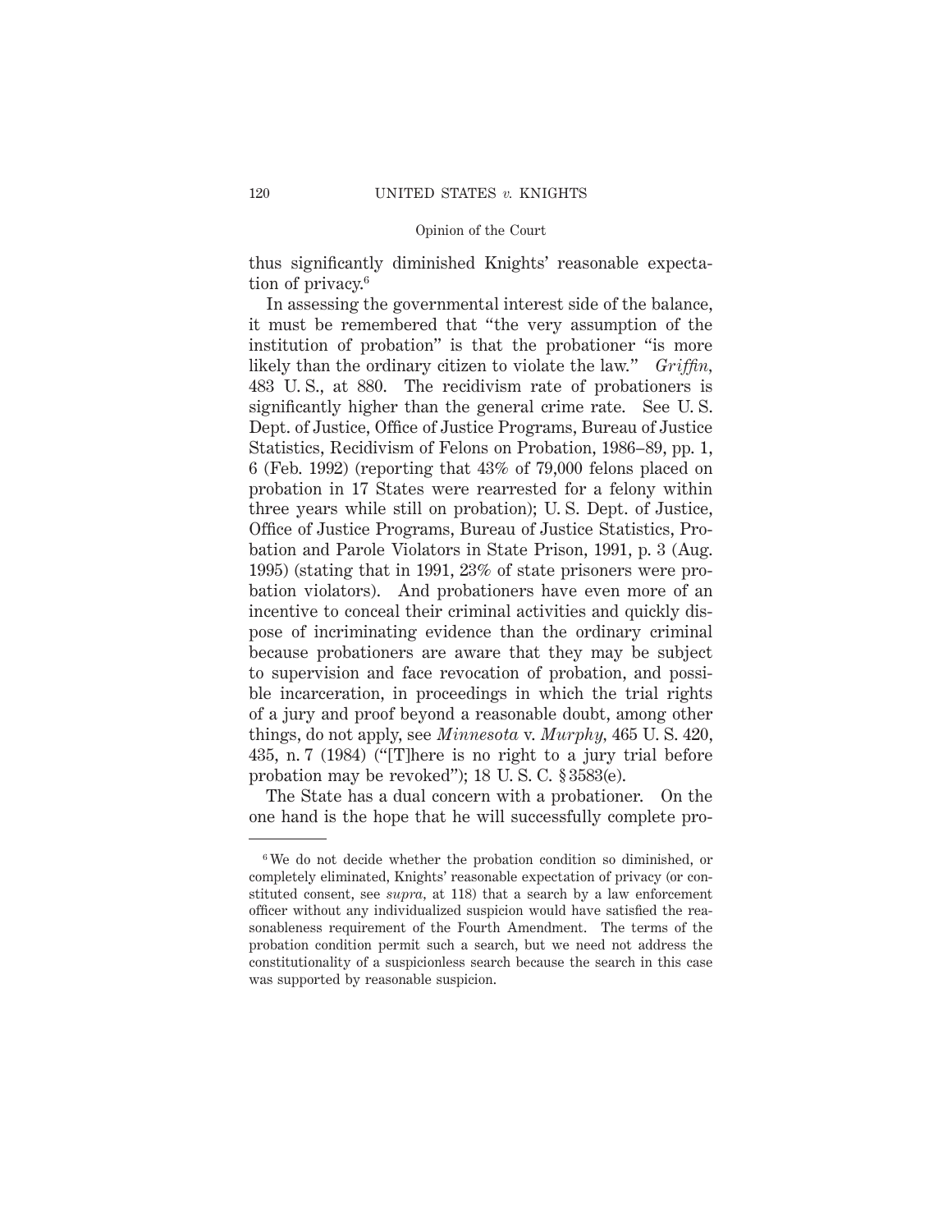thus significantly diminished Knights' reasonable expectation of privacy.[6]

In assessing the governmental interest side of the balance, it must be remembered that "the very assumption of the institution of probation" is that the probationer "is more likely than the ordinary citizen to violate the law." *Griffin*, 483 U. S., at 880. The recidivism rate of probationers is significantly higher than the general crime rate. See U. S. Dept. of Justice, Office of Justice Programs, Bureau of Justice Statistics, Recidivism of Felons on Probation, 1986–89, pp. 1, 6 (Feb. 1992) (reporting that 43% of 79,000 felons placed on probation in 17 States were rearrested for a felony within three years while still on probation); U. S. Dept. of Justice, Office of Justice Programs, Bureau of Justice Statistics, Probation and Parole Violators in State Prison, 1991, p. 3 (Aug. 1995) (stating that in 1991, 23% of state prisoners were probation violators). And probationers have even more of an incentive to conceal their criminal activities and quickly dispose of incriminating evidence than the ordinary criminal because probationers are aware that they may be subject to supervision and face revocation of probation, and possible incarceration, in proceedings in which the trial rights of a jury and proof beyond a reasonable doubt, among other things, do not apply, see *Minnesota* v. *Murphy*, 465 U. S. 420, 435, n. 7 (1984) ("[T]here is no right to a jury trial before probation may be revoked"); 18 U. S. C. § 3583(e).

The State has a dual concern with a probationer. On the one hand is the hope that he will successfully complete pro-

---

[6] We do not decide whether the probation condition so diminished, or completely eliminated, Knights' reasonable expectation of privacy (or constituted consent, see *supra*, at 118) that a search by a law enforcement officer without any individualized suspicion would have satisfied the reasonableness requirement of the Fourth Amendment. The terms of the probation condition permit such a search, but we need not address the constitutionality of a suspicionless search because the search in this case was supported by reasonable suspicion.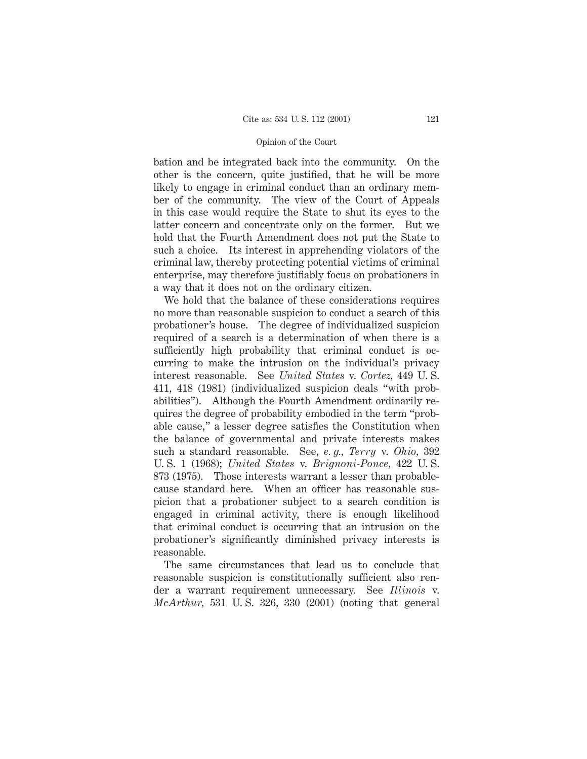bation and be integrated back into the community. On the other is the concern, quite justified, that he will be more likely to engage in criminal conduct than an ordinary member of the community. The view of the Court of Appeals in this case would require the State to shut its eyes to the latter concern and concentrate only on the former. But we hold that the Fourth Amendment does not put the State to such a choice. Its interest in apprehending violators of the criminal law, thereby protecting potential victims of criminal enterprise, may therefore justifiably focus on probationers in a way that it does not on the ordinary citizen.

We hold that the balance of these considerations requires no more than reasonable suspicion to conduct a search of this probationer's house. The degree of individualized suspicion required of a search is a determination of when there is a sufficiently high probability that criminal conduct is occurring to make the intrusion on the individual's privacy interest reasonable. See *United States* v. *Cortez*, 449 U. S. 411, 418 (1981) (individualized suspicion deals "with probabilities"). Although the Fourth Amendment ordinarily requires the degree of probability embodied in the term "probable cause," a lesser degree satisfies the Constitution when the balance of governmental and private interests makes such a standard reasonable. See, *e. g.*, *Terry* v. *Ohio*, 392 U. S. 1 (1968); *United States* v. *Brignoni-Ponce*, 422 U. S. 873 (1975). Those interests warrant a lesser than probable-cause standard here. When an officer has reasonable suspicion that a probationer subject to a search condition is engaged in criminal activity, there is enough likelihood that criminal conduct is occurring that an intrusion on the probationer's significantly diminished privacy interests is reasonable.

The same circumstances that lead us to conclude that reasonable suspicion is constitutionally sufficient also render a warrant requirement unnecessary. See *Illinois* v. *McArthur*, 531 U. S. 326, 330 (2001) (noting that general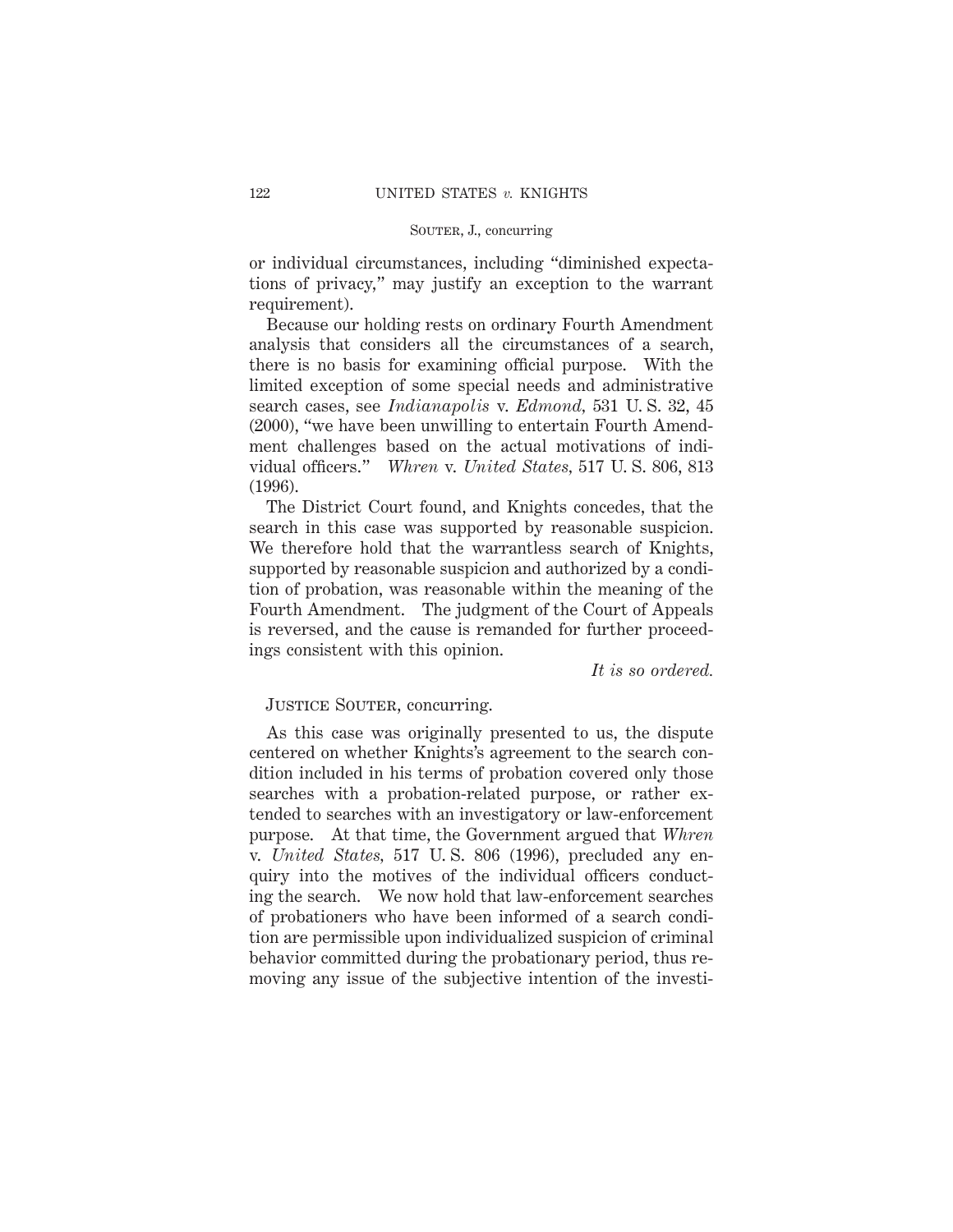or individual circumstances, including "diminished expectations of privacy," may justify an exception to the warrant requirement).

Because our holding rests on ordinary Fourth Amendment analysis that considers all the circumstances of a search, there is no basis for examining official purpose. With the limited exception of some special needs and administrative search cases, see *Indianapolis* v. *Edmond*, 531 U. S. 32, 45 (2000), "we have been unwilling to entertain Fourth Amendment challenges based on the actual motivations of individual officers." *Whren* v. *United States*, 517 U. S. 806, 813 (1996).

The District Court found, and Knights concedes, that the search in this case was supported by reasonable suspicion. We therefore hold that the warrantless search of Knights, supported by reasonable suspicion and authorized by a condition of probation, was reasonable within the meaning of the Fourth Amendment. The judgment of the Court of Appeals is reversed, and the cause is remanded for further proceedings consistent with this opinion.

*It is so ordered.*

JUSTICE SOUTER, concurring.

As this case was originally presented to us, the dispute centered on whether Knights's agreement to the search condition included in his terms of probation covered only those searches with a probation-related purpose, or rather extended to searches with an investigatory or law-enforcement purpose. At that time, the Government argued that *Whren* v. *United States*, 517 U. S. 806 (1996), precluded any enquiry into the motives of the individual officers conducting the search. We now hold that law-enforcement searches of probationers who have been informed of a search condition are permissible upon individualized suspicion of criminal behavior committed during the probationary period, thus removing any issue of the subjective intention of the investi-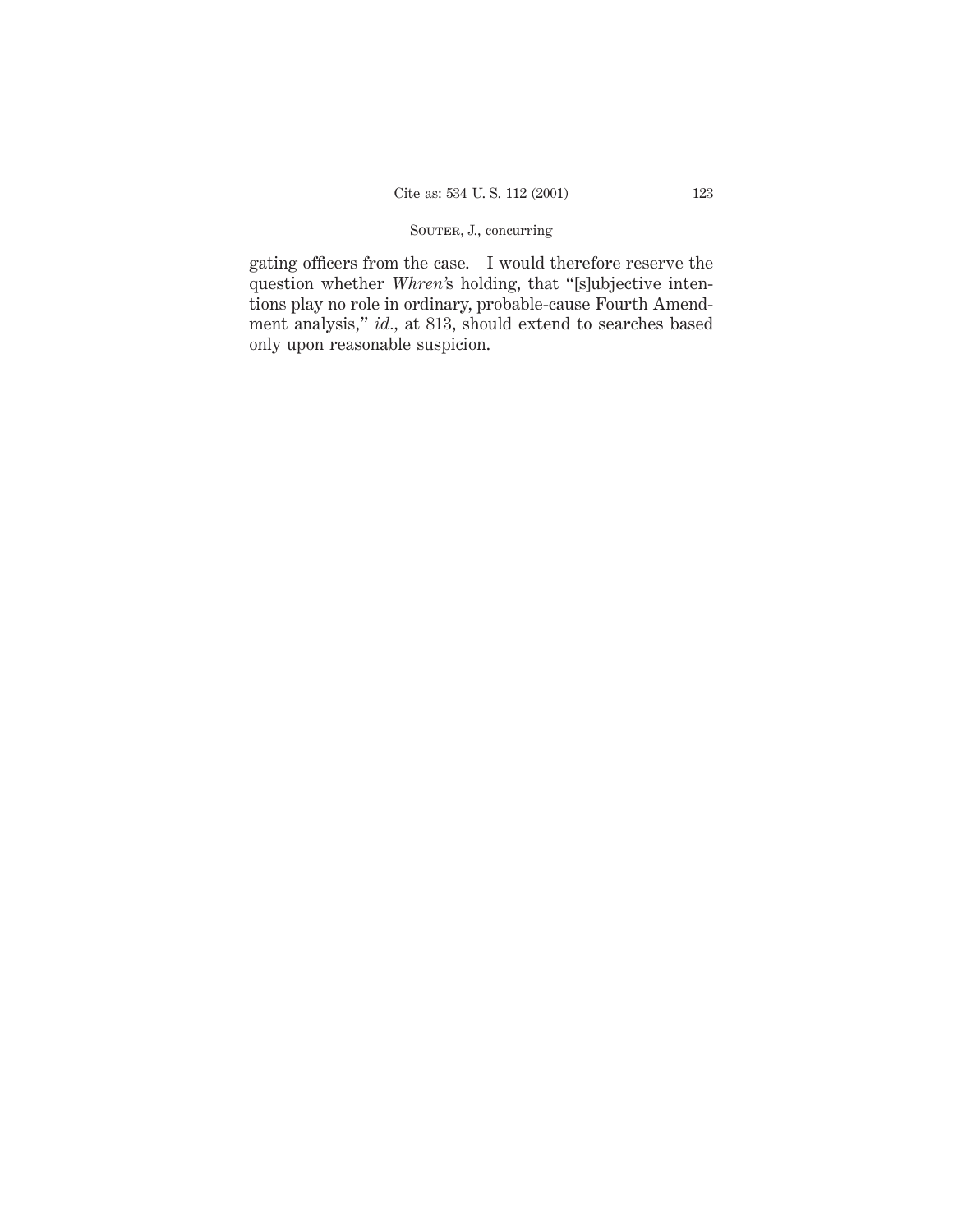gating officers from the case. I would therefore reserve the question whether *Whren*'s holding, that "[s]ubjective intentions play no role in ordinary, probable-cause Fourth Amendment analysis," *id.*, at 813, should extend to searches based only upon reasonable suspicion.